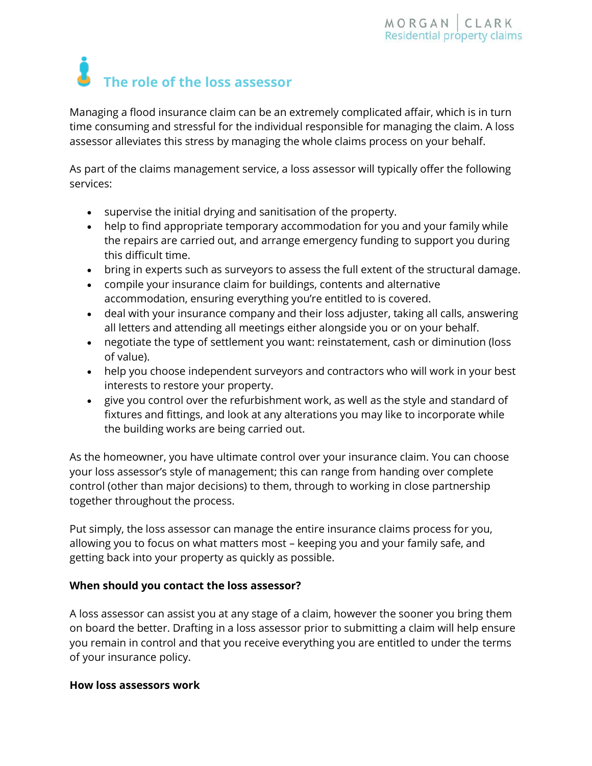# The role of the loss assessor

Managing a flood insurance claim can be an extremely complicated affair, which is in turn time consuming and stressful for the individual responsible for managing the claim. A loss assessor alleviates this stress by managing the whole claims process on your behalf.

As part of the claims management service, a loss assessor will typically offer the following services:

- supervise the initial drying and sanitisation of the property.
- help to find appropriate temporary accommodation for you and your family while the repairs are carried out, and arrange emergency funding to support you during this difficult time.
- bring in experts such as surveyors to assess the full extent of the structural damage.
- compile your insurance claim for buildings, contents and alternative accommodation, ensuring everything you're entitled to is covered.
- deal with your insurance company and their loss adjuster, taking all calls, answering all letters and attending all meetings either alongside you or on your behalf.
- negotiate the type of settlement you want: reinstatement, cash or diminution (loss of value).
- help you choose independent surveyors and contractors who will work in your best interests to restore your property.
- give you control over the refurbishment work, as well as the style and standard of fixtures and fittings, and look at any alterations you may like to incorporate while the building works are being carried out.

As the homeowner, you have ultimate control over your insurance claim. You can choose your loss assessor's style of management; this can range from handing over complete control (other than major decisions) to them, through to working in close partnership together throughout the process.

Put simply, the loss assessor can manage the entire insurance claims process for you, allowing you to focus on what matters most – keeping you and your family safe, and getting back into your property as quickly as possible.

**When should you contact the loss assessor?**

A loss assessor can assist you at any stage of a claim, however the sooner you bring them on board the better. Drafting in a loss assessor prior to submitting a claim will help ensure you remain in control and that you receive everything you are entitled to under the terms of your insurance policy.

**How loss assessors work**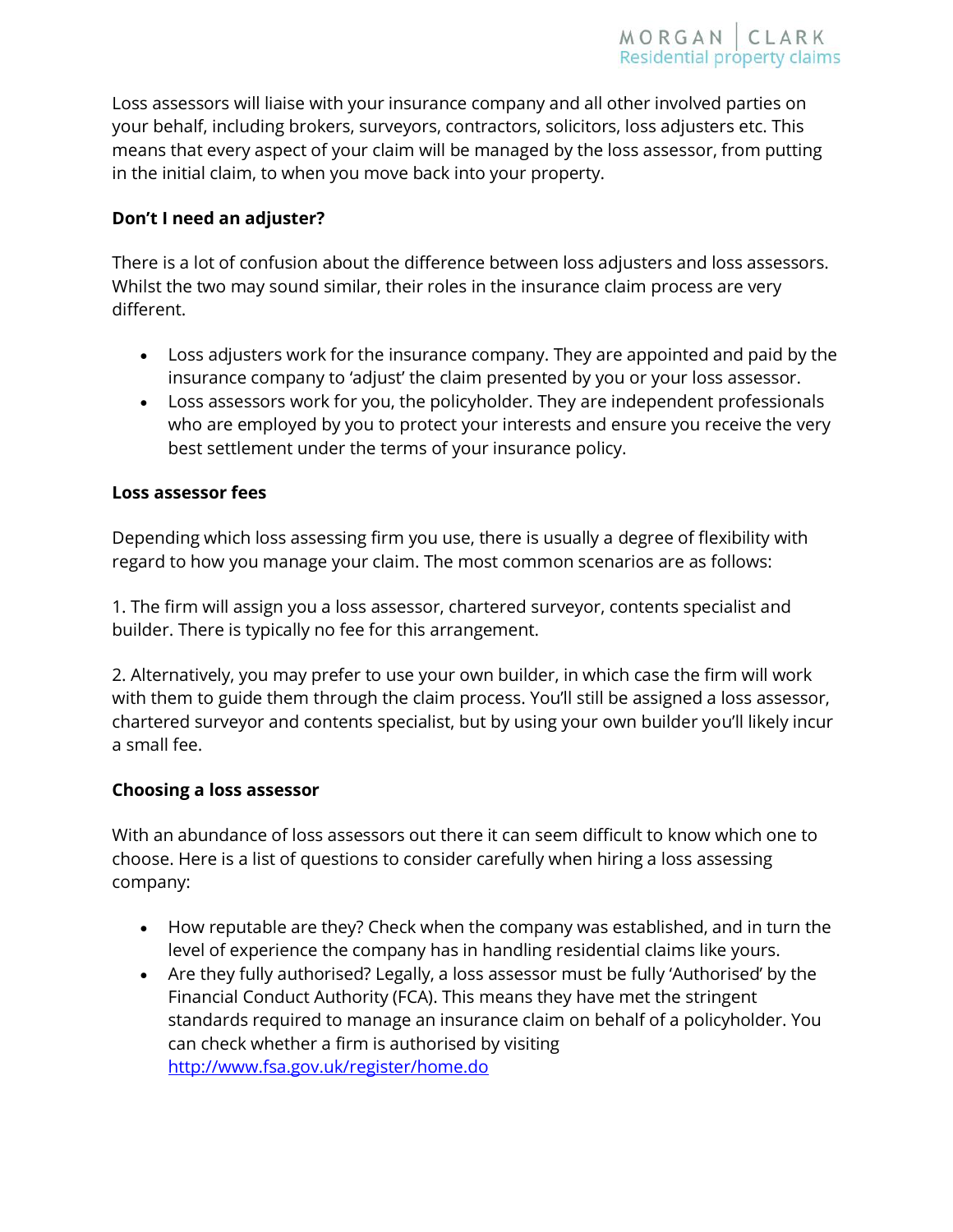Loss assessors will liaise with your insurance company and all other involved parties on your behalf, including brokers, surveyors, contractors, solicitors, loss adjusters etc. This means that every aspect of your claim will be managed by the loss assessor, from putting in the initial claim, to when you move back into your property.

**Don't I need an adjuster?**

There is a lot of confusion about the difference between loss adjusters and loss assessors. Whilst the two may sound similar, their roles in the insurance claim process are very different.

- Loss adjusters work for the insurance company. They are appointed and paid by the insurance company to 'adjust' the claim presented by you or your loss assessor.
- Loss assessors work for you, the policyholder. They are independent professionals who are employed by you to protect your interests and ensure you receive the very best settlement under the terms of your insurance policy.

**Loss assessor fees**

Depending which loss assessing firm you use, there is usually a degree of flexibility with regard to how you manage your claim. The most common scenarios are as follows:

1. The firm will assign you a loss assessor, chartered surveyor, contents specialist and builder. There is typically no fee for this arrangement.

2. Alternatively, you may prefer to use your own builder, in which case the firm will work with them to guide them through the claim process. You'll still be assigned a loss assessor, chartered surveyor and contents specialist, but by using your own builder you'll likely incur a small fee.

**Choosing a loss assessor**

With an abundance of loss assessors out there it can seem difficult to know which one to choose. Here is a list of questions to consider carefully when hiring a loss assessing company:

- How reputable are they? Check when the company was established, and in turn the level of experience the company has in handling residential claims like yours.
- Are they fully authorised? Legally, a loss assessor must be fully 'Authorised' by the Financial Conduct Authority (FCA). This means they have met the stringent standards required to manage an insurance claim on behalf of a policyholder. You can check whether a firm is authorised by visiting [http://www.fsa.gov.uk/register/home.do](http://www.fsa.gov.uk/register/home.do)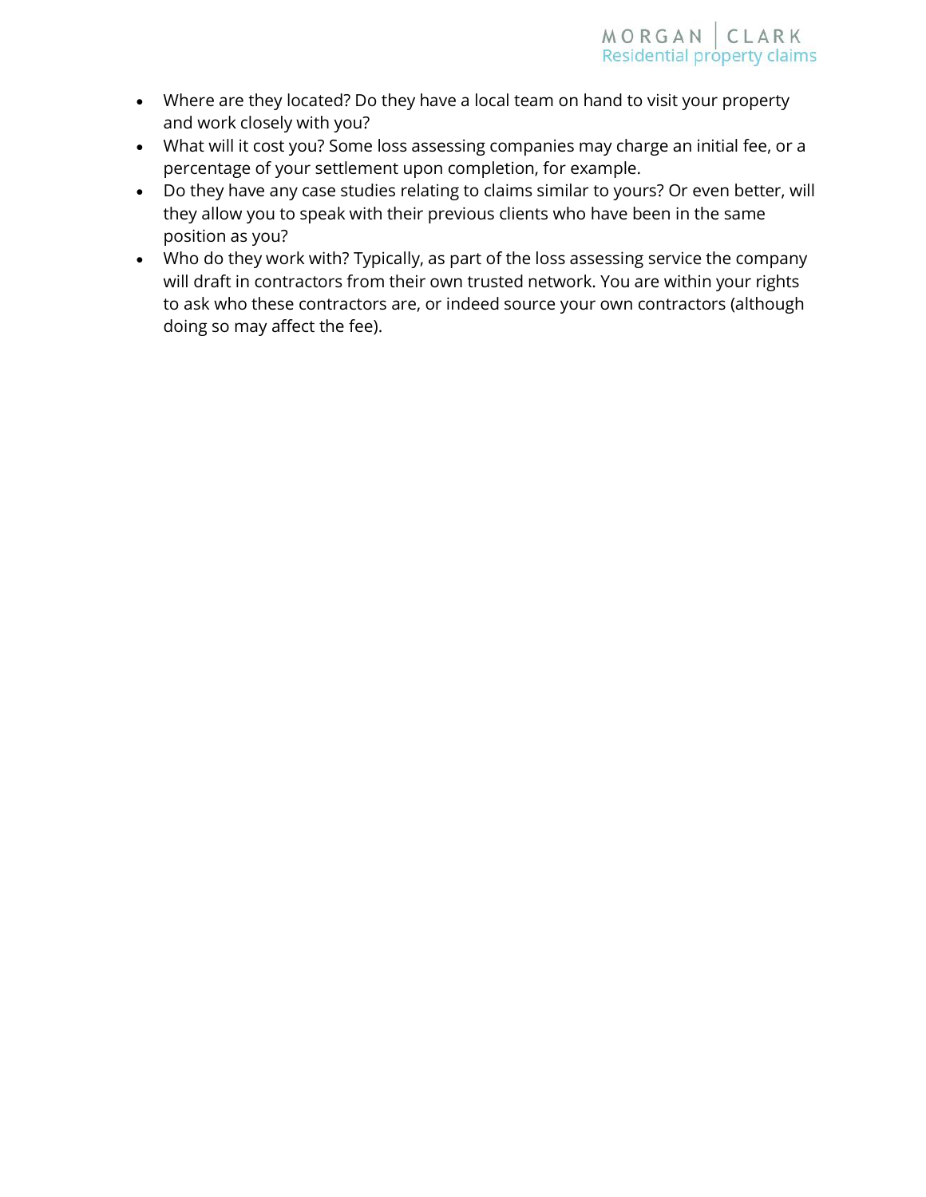- Where are they located? Do they have a local team on hand to visit your property and work closely with you?
- What will it cost you? Some loss assessing companies may charge an initial fee, or a percentage of your settlement upon completion, for example.
- Do they have any case studies relating to claims similar to yours? Or even better, will they allow you to speak with their previous clients who have been in the same position as you?
- Who do they work with? Typically, as part of the loss assessing service the company will draft in contractors from their own trusted network. You are within your rights to ask who these contractors are, or indeed source your own contractors (although doing so may affect the fee).